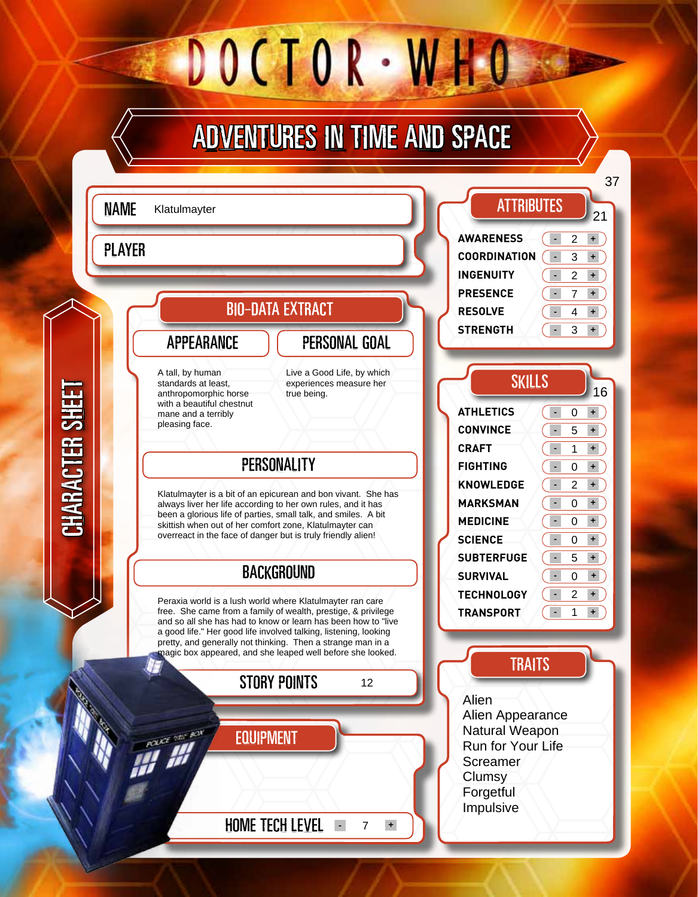# DOCTOR WHO

## ADVENTURES IN TIME AND SPACE

## CHARACTER SHEET

**NAME** Klatulmayter

**PLAYER**

## BIO-DATA EXTRACT

### APPEARANCE

A tall, by human standards at least, anthropomorphic horse with a beautiful chestnut mane and a terribly pleasing face.

### PERSONAL GOAL

Live a Good Life, by which experiences measure her true being.

### PERSONALITY

Klatulmayter is a bit of an epicurean and bon vivant. She has always liver her life according to her own rules, and it has been a glorious life of parties, small talk, and smiles. A bit skittish when out of her comfort zone, Klatulmayter can overreact in the face of danger but is truly friendly alien!

### BACKGROUND

Peraxia world is a lush world where Klatulmayter ran care free. She came from a family of wealth, prestige, & privilege and so all she has had to know or learn has been how to "live a good life." Her good life involved talking, listening, looking pretty, and generally not thinking. Then a strange man in a magic box appeared, and she leaped well before she looked.

**STORY POINTS** 12

## EQUIPMENT

**HOME TECH LEVEL** 7

37

## ATTRIBUTES 21

| Attribute | Value |
| --- | --- |
| AWARENESS | 2 |
| COORDINATION | 3 |
| INGENUITY | 2 |
| PRESENCE | 7 |
| RESOLVE | 4 |
| STRENGTH | 3 |

## SKILLS 16

| Skill | Value |
| --- | --- |
| ATHLETICS | 0 |
| CONVINCE | 5 |
| CRAFT | 1 |
| FIGHTING | 0 |
| KNOWLEDGE | 2 |
| MARKSMAN | 0 |
| MEDICINE | 0 |
| SCIENCE | 0 |
| SUBTERFUGE | 5 |
| SURVIVAL | 0 |
| TECHNOLOGY | 2 |
| TRANSPORT | 1 |

## TRAITS

- Alien
- Alien Appearance
- Natural Weapon
- Run for Your Life
- Screamer
- Clumsy
- Forgetful
- Impulsive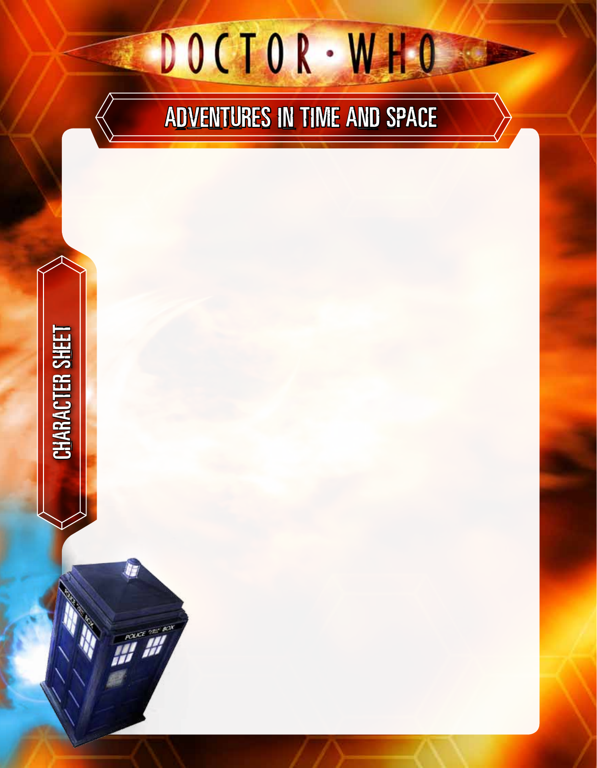# DOCTOR WHO

## ADVENTURES IN TIME AND SPACE

CHARACTER SHEET